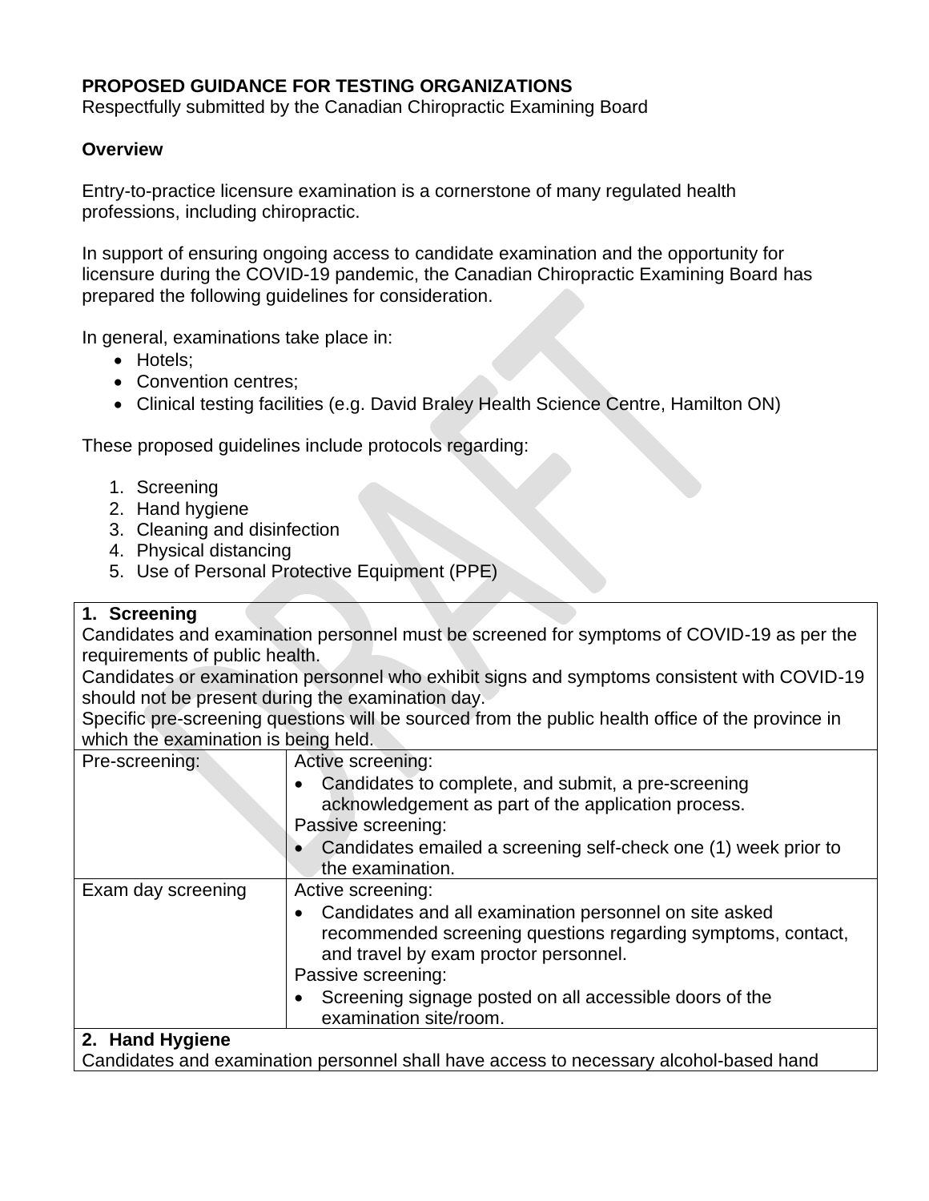**PROPOSED GUIDANCE FOR TESTING ORGANIZATIONS**
Respectfully submitted by the Canadian Chiropractic Examining Board

**Overview**

Entry-to-practice licensure examination is a cornerstone of many regulated health professions, including chiropractic.

In support of ensuring ongoing access to candidate examination and the opportunity for licensure during the COVID-19 pandemic, the Canadian Chiropractic Examining Board has prepared the following guidelines for consideration.

In general, examinations take place in:

- Hotels;
- Convention centres;
- Clinical testing facilities (e.g. David Braley Health Science Centre, Hamilton ON)

These proposed guidelines include protocols regarding:

1. Screening
2. Hand hygiene
3. Cleaning and disinfection
4. Physical distancing
5. Use of Personal Protective Equipment (PPE)

| **1. Screening**<br>Candidates and examination personnel must be screened for symptoms of COVID-19 as per the requirements of public health.<br>Candidates or examination personnel who exhibit signs and symptoms consistent with COVID-19 should not be present during the examination day.<br>Specific pre-screening questions will be sourced from the public health office of the province in which the examination is being held. | |
|---|---|
| Pre-screening: | Active screening:<br>• Candidates to complete, and submit, a pre-screening acknowledgement as part of the application process.<br>Passive screening:<br>• Candidates emailed a screening self-check one (1) week prior to the examination. |
| Exam day screening | Active screening:<br>• Candidates and all examination personnel on site asked recommended screening questions regarding symptoms, contact, and travel by exam proctor personnel.<br>Passive screening:<br>• Screening signage posted on all accessible doors of the examination site/room. |
| **2. Hand Hygiene**<br>Candidates and examination personnel shall have access to necessary alcohol-based hand | |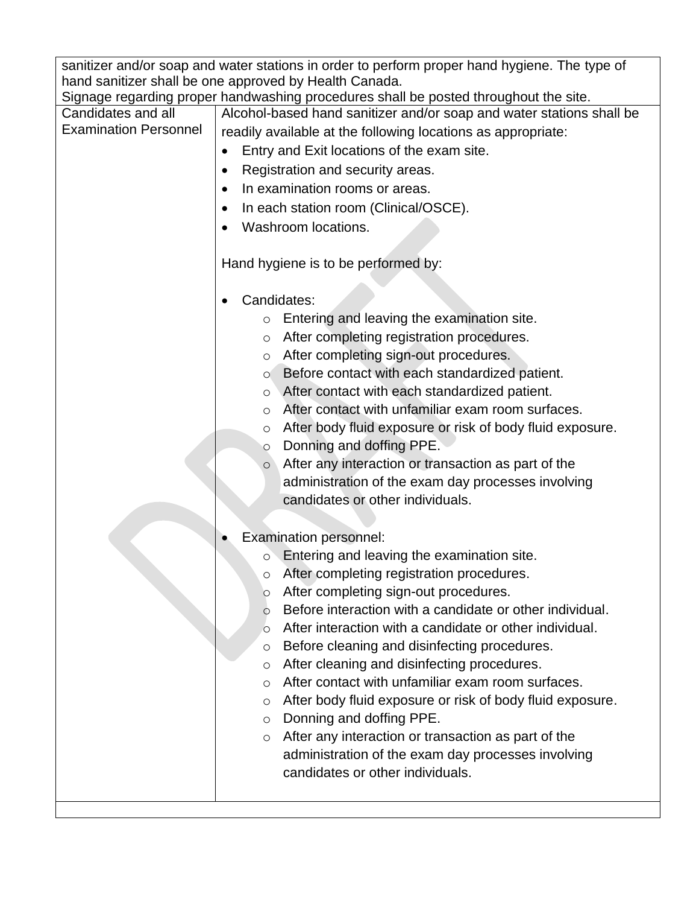| | |
|---|---|
| sanitizer and/or soap and water stations in order to perform proper hand hygiene. The type of hand sanitizer shall be one approved by Health Canada.<br>Signage regarding proper handwashing procedures shall be posted throughout the site. | |
| Candidates and all Examination Personnel | Alcohol-based hand sanitizer and/or soap and water stations shall be readily available at the following locations as appropriate:<br>• Entry and Exit locations of the exam site.<br>• Registration and security areas.<br>• In examination rooms or areas.<br>• In each station room (Clinical/OSCE).<br>• Washroom locations.<br><br>Hand hygiene is to be performed by:<br><br>• Candidates:<br>  ○ Entering and leaving the examination site.<br>  ○ After completing registration procedures.<br>  ○ After completing sign-out procedures.<br>  ○ Before contact with each standardized patient.<br>  ○ After contact with each standardized patient.<br>  ○ After contact with unfamiliar exam room surfaces.<br>  ○ After body fluid exposure or risk of body fluid exposure.<br>  ○ Donning and doffing PPE.<br>  ○ After any interaction or transaction as part of the administration of the exam day processes involving candidates or other individuals.<br><br>• Examination personnel:<br>  ○ Entering and leaving the examination site.<br>  ○ After completing registration procedures.<br>  ○ After completing sign-out procedures.<br>  ○ Before interaction with a candidate or other individual.<br>  ○ After interaction with a candidate or other individual.<br>  ○ Before cleaning and disinfecting procedures.<br>  ○ After cleaning and disinfecting procedures.<br>  ○ After contact with unfamiliar exam room surfaces.<br>  ○ After body fluid exposure or risk of body fluid exposure.<br>  ○ Donning and doffing PPE.<br>  ○ After any interaction or transaction as part of the administration of the exam day processes involving candidates or other individuals. |
| | |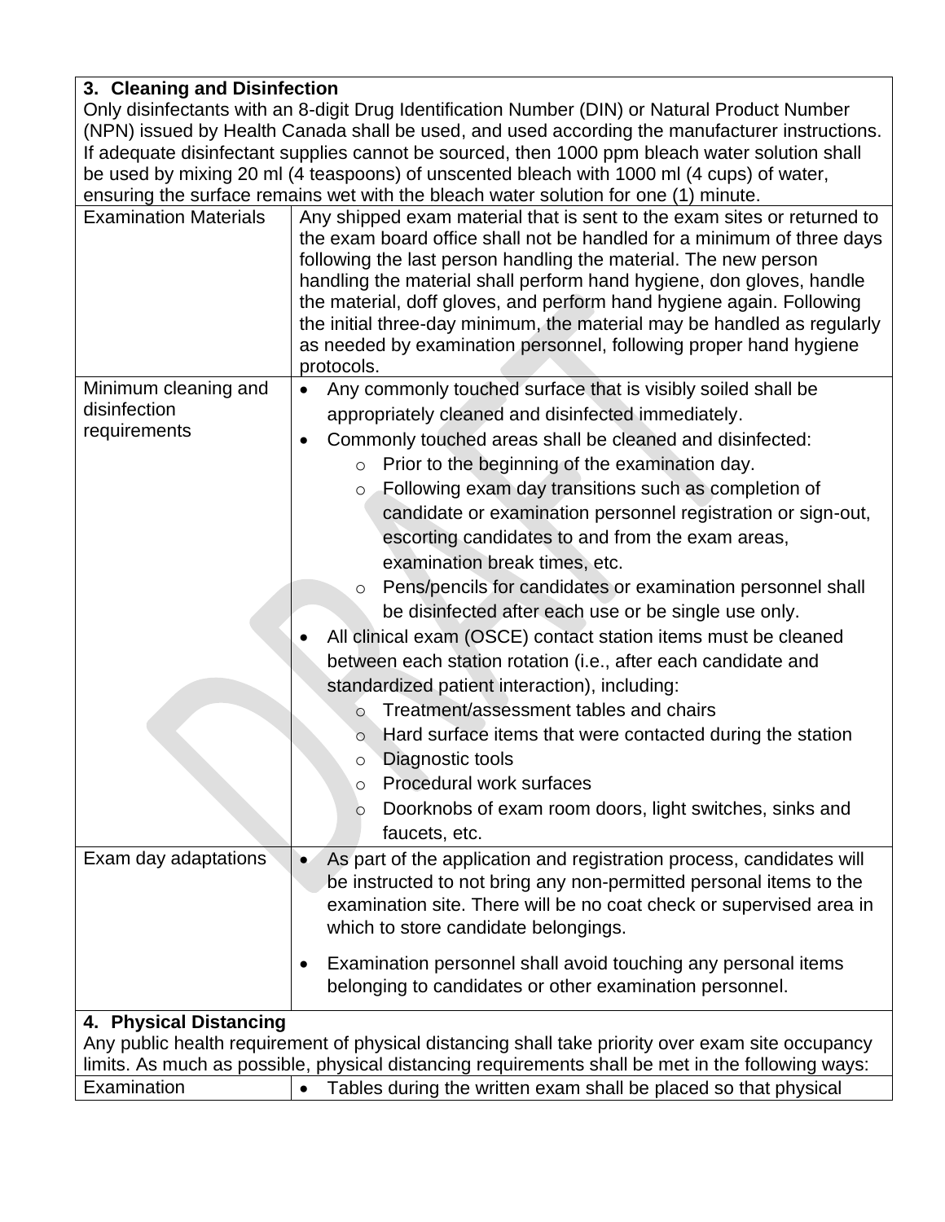| **3. Cleaning and Disinfection** | |
|---|---|
| Only disinfectants with an 8-digit Drug Identification Number (DIN) or Natural Product Number (NPN) issued by Health Canada shall be used, and used according the manufacturer instructions. If adequate disinfectant supplies cannot be sourced, then 1000 ppm bleach water solution shall be used by mixing 20 ml (4 teaspoons) of unscented bleach with 1000 ml (4 cups) of water, ensuring the surface remains wet with the bleach water solution for one (1) minute. | |
| Examination Materials | Any shipped exam material that is sent to the exam sites or returned to the exam board office shall not be handled for a minimum of three days following the last person handling the material. The new person handling the material shall perform hand hygiene, don gloves, handle the material, doff gloves, and perform hand hygiene again. Following the initial three-day minimum, the material may be handled as regularly as needed by examination personnel, following proper hand hygiene protocols. |
| Minimum cleaning and disinfection requirements | • Any commonly touched surface that is visibly soiled shall be appropriately cleaned and disinfected immediately.<br>• Commonly touched areas shall be cleaned and disinfected:<br>  ○ Prior to the beginning of the examination day.<br>  ○ Following exam day transitions such as completion of candidate or examination personnel registration or sign-out, escorting candidates to and from the exam areas, examination break times, etc.<br>  ○ Pens/pencils for candidates or examination personnel shall be disinfected after each use or be single use only.<br>• All clinical exam (OSCE) contact station items must be cleaned between each station rotation (i.e., after each candidate and standardized patient interaction), including:<br>  ○ Treatment/assessment tables and chairs<br>  ○ Hard surface items that were contacted during the station<br>  ○ Diagnostic tools<br>  ○ Procedural work surfaces<br>  ○ Doorknobs of exam room doors, light switches, sinks and faucets, etc. |
| Exam day adaptations | • As part of the application and registration process, candidates will be instructed to not bring any non-permitted personal items to the examination site. There will be no coat check or supervised area in which to store candidate belongings.<br>• Examination personnel shall avoid touching any personal items belonging to candidates or other examination personnel. |
| **4. Physical Distancing** | |
| Any public health requirement of physical distancing shall take priority over exam site occupancy limits. As much as possible, physical distancing requirements shall be met in the following ways: | |
| Examination | • Tables during the written exam shall be placed so that physical |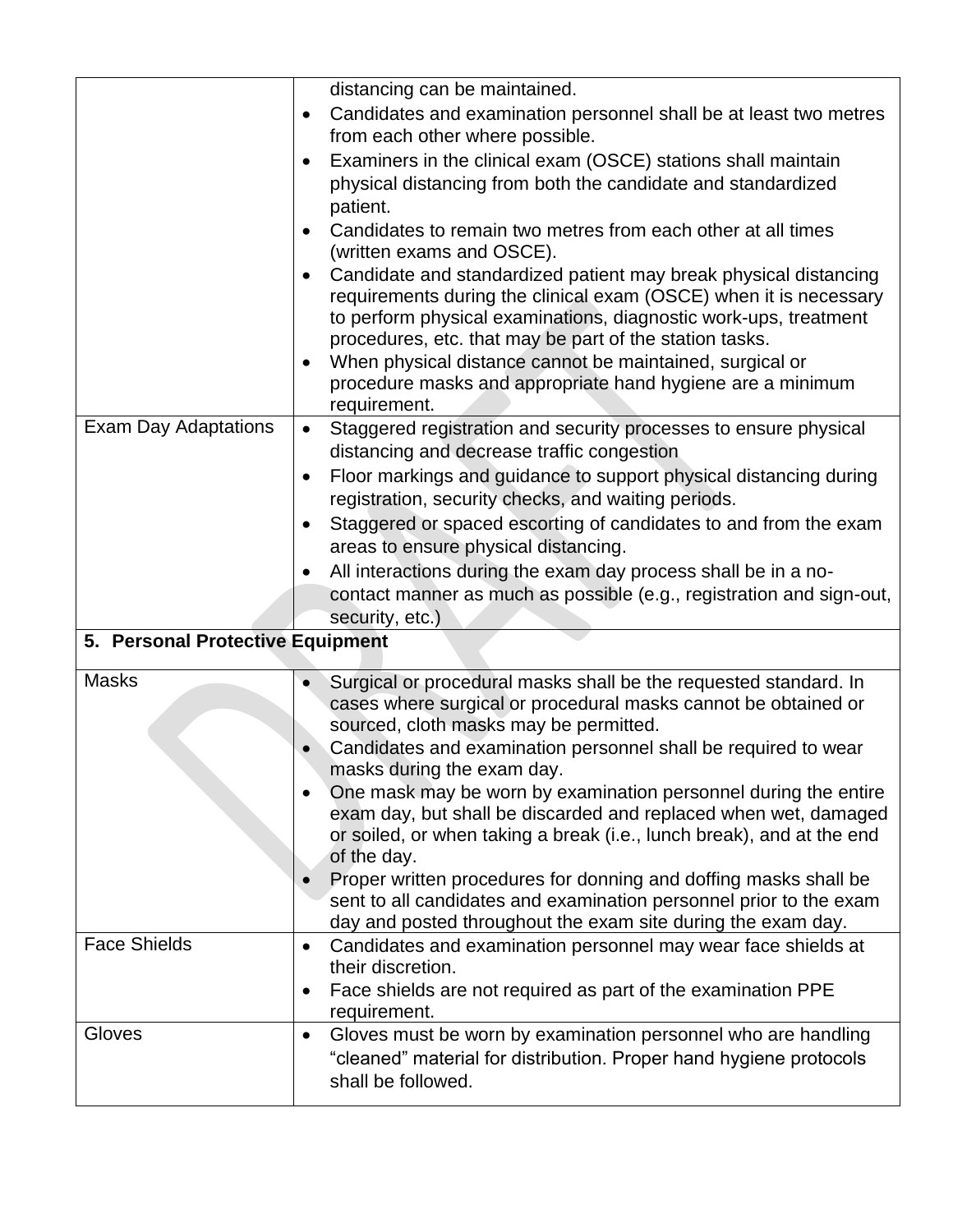| | |
|---|---|
| | distancing can be maintained.<br>• Candidates and examination personnel shall be at least two metres from each other where possible.<br>• Examiners in the clinical exam (OSCE) stations shall maintain physical distancing from both the candidate and standardized patient.<br>• Candidates to remain two metres from each other at all times (written exams and OSCE).<br>• Candidate and standardized patient may break physical distancing requirements during the clinical exam (OSCE) when it is necessary to perform physical examinations, diagnostic work-ups, treatment procedures, etc. that may be part of the station tasks.<br>• When physical distance cannot be maintained, surgical or procedure masks and appropriate hand hygiene are a minimum requirement. |
| Exam Day Adaptations | • Staggered registration and security processes to ensure physical distancing and decrease traffic congestion<br>• Floor markings and guidance to support physical distancing during registration, security checks, and waiting periods.<br>• Staggered or spaced escorting of candidates to and from the exam areas to ensure physical distancing.<br>• All interactions during the exam day process shall be in a no-contact manner as much as possible (e.g., registration and sign-out, security, etc.) |
| **5. Personal Protective Equipment** | |
| Masks | • Surgical or procedural masks shall be the requested standard. In cases where surgical or procedural masks cannot be obtained or sourced, cloth masks may be permitted.<br>• Candidates and examination personnel shall be required to wear masks during the exam day.<br>• One mask may be worn by examination personnel during the entire exam day, but shall be discarded and replaced when wet, damaged or soiled, or when taking a break (i.e., lunch break), and at the end of the day.<br>• Proper written procedures for donning and doffing masks shall be sent to all candidates and examination personnel prior to the exam day and posted throughout the exam site during the exam day. |
| Face Shields | • Candidates and examination personnel may wear face shields at their discretion.<br>• Face shields are not required as part of the examination PPE requirement. |
| Gloves | • Gloves must be worn by examination personnel who are handling "cleaned" material for distribution. Proper hand hygiene protocols shall be followed. |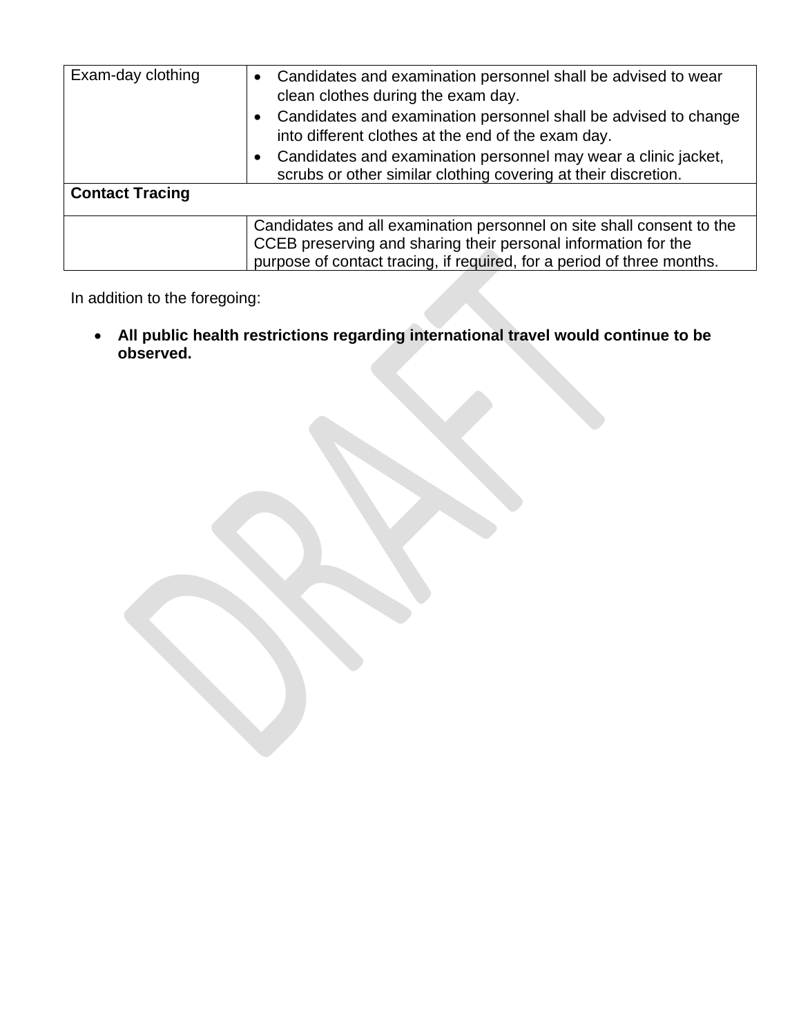| | |
|---|---|
| Exam-day clothing | • Candidates and examination personnel shall be advised to wear clean clothes during the exam day.<br>• Candidates and examination personnel shall be advised to change into different clothes at the end of the exam day.<br>• Candidates and examination personnel may wear a clinic jacket, scrubs or other similar clothing covering at their discretion. |
| **Contact Tracing** | |
| | Candidates and all examination personnel on site shall consent to the CCEB preserving and sharing their personal information for the purpose of contact tracing, if required, for a period of three months. |

In addition to the foregoing:

- **All public health restrictions regarding international travel would continue to be observed.**